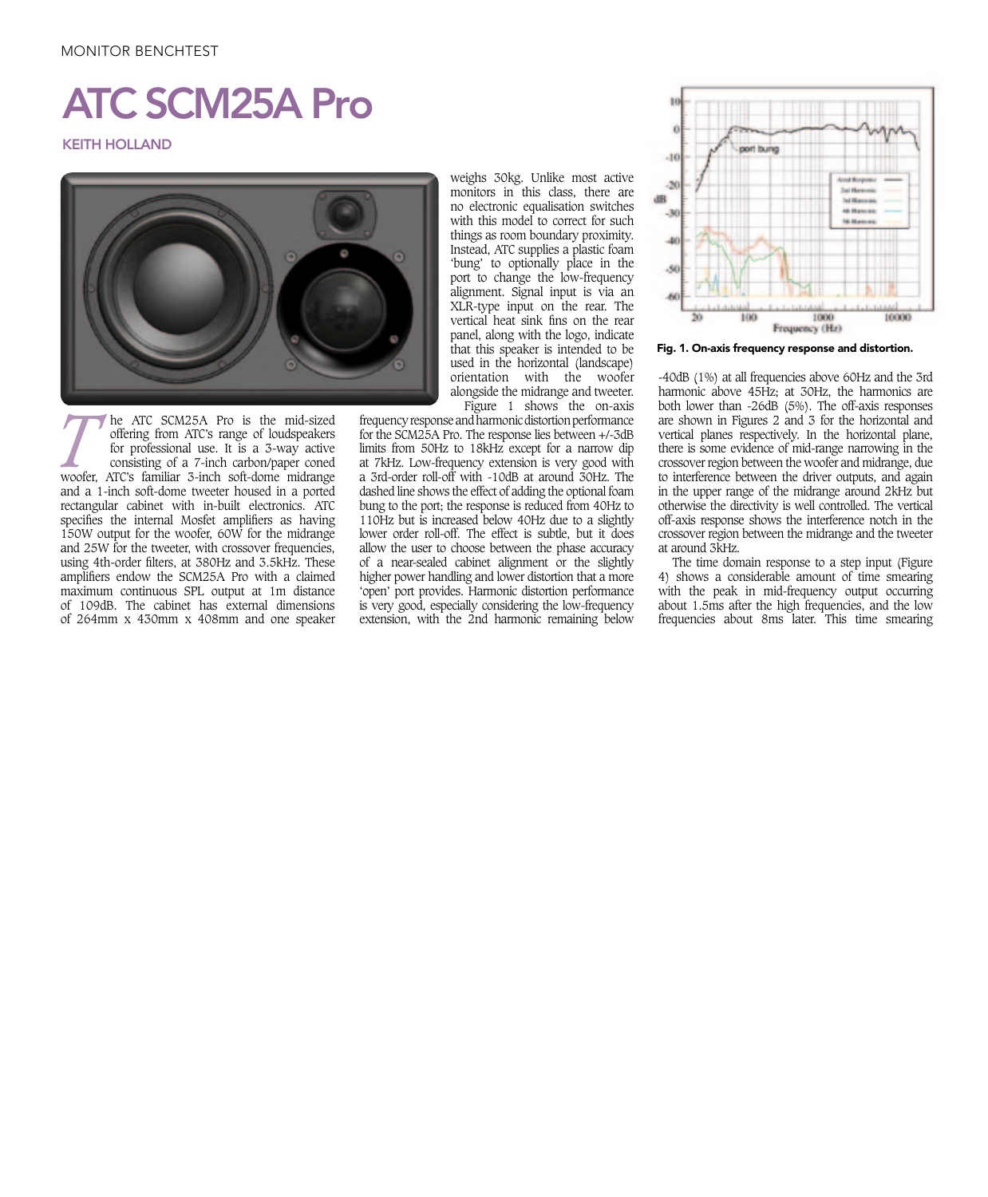# ATC SCM25A Pro

KEITH HOLLAND

The ATC SCM25A Pro is the mid-sized offering from ATC's range of loudspeakers for professional use. It is a 3-way active consisting of a 7-inch carbon/paper coned woofer, ATC's familiar 3-inch soft-dome midrange and a 1-inch soft-dome tweeter housed in a ported rectangular cabinet with in-built electronics. ATC specifies the internal Mosfet amplifiers as having 150W output for the woofer, 60W for the midrange and 25W for the tweeter, with crossover frequencies, using 4th-order filters, at 380Hz and 3.5kHz. These amplifiers endow the SCM25A Pro with a claimed maximum continuous SPL output at 1m distance of 109dB. The cabinet has external dimensions of 264mm x 430mm x 408mm and one speaker weighs 30kg. Unlike most active monitors in this class, there are no electronic equalisation switches with this model to correct for such things as room boundary proximity. Instead, ATC supplies a plastic foam 'bung' to optionally place in the port to change the low-frequency alignment. Signal input is via an XLR-type input on the rear. The vertical heat sink fins on the rear panel, along with the logo, indicate that this speaker is intended to be used in the horizontal (landscape) orientation with the woofer alongside the midrange and tweeter.

Figure 1 shows the on-axis frequency response and harmonic distortion performance for the SCM25A Pro. The response lies between +/-3dB limits from 50Hz to 18kHz except for a narrow dip at 7kHz. Low-frequency extension is very good with a 3rd-order roll-off with -10dB at around 30Hz. The dashed line shows the effect of adding the optional foam bung to the port; the response is reduced from 40Hz to 110Hz but is increased below 40Hz due to a slightly lower order roll-off. The effect is subtle, but it does allow the user to choose between the phase accuracy of a near-sealed cabinet alignment or the slightly higher power handling and lower distortion that a more 'open' port provides. Harmonic distortion performance is very good, especially considering the low-frequency extension, with the 2nd harmonic remaining below -40dB (1%) at all frequencies above 60Hz and the 3rd harmonic above 45Hz; at 30Hz, the harmonics are both lower than -26dB (5%). The off-axis responses are shown in Figures 2 and 3 for the horizontal and vertical planes respectively. In the horizontal plane, there is some evidence of mid-range narrowing in the crossover region between the woofer and midrange, due to interference between the driver outputs, and again in the upper range of the midrange around 2kHz but otherwise the directivity is well controlled. The vertical off-axis response shows the interference notch in the crossover region between the midrange and the tweeter at around 3kHz.

**Fig. 1. On-axis frequency response and distortion.**

The time domain response to a step input (Figure 4) shows a considerable amount of time smearing with the peak in mid-frequency output occurring about 1.5ms after the high frequencies, and the low frequencies about 8ms later. This time smearing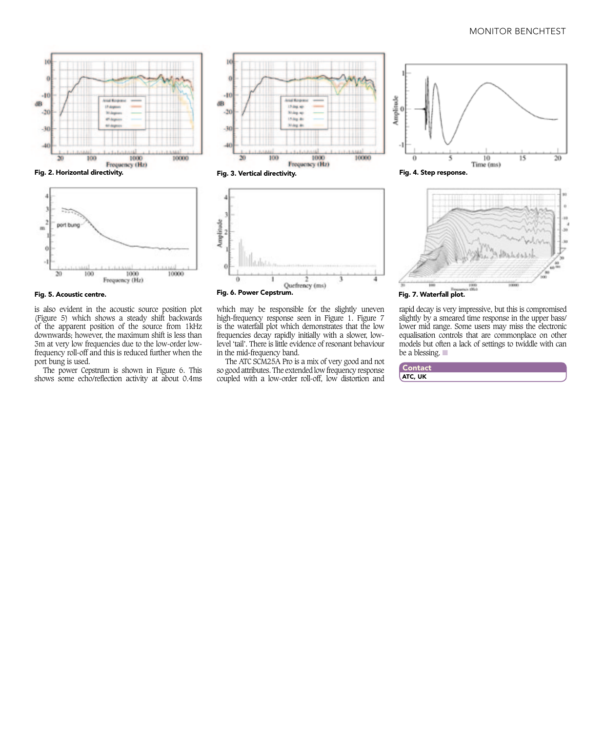Fig. 2. Horizontal directivity.

Fig. 3. Vertical directivity.

Fig. 4. Step response.

Fig. 5. Acoustic centre.

Fig. 6. Power Cepstrum.

Fig. 7. Waterfall plot.

is also evident in the acoustic source position plot (Figure 5) which shows a steady shift backwards of the apparent position of the source from 1kHz downwards; however, the maximum shift is less than 3m at very low frequencies due to the low-order low-frequency roll-off and this is reduced further when the port bung is used.

The power Cepstrum is shown in Figure 6. This shows some echo/reflection activity at about 0.4ms which may be responsible for the slightly uneven high-frequency response seen in Figure 1. Figure 7 is the waterfall plot which demonstrates that the low frequencies decay rapidly initially with a slower, low-level 'tail'. There is little evidence of resonant behaviour in the mid-frequency band.

The ATC SCM25A Pro is a mix of very good and not so good attributes. The extended low frequency response coupled with a low-order roll-off, low distortion and rapid decay is very impressive, but this is compromised slightly by a smeared time response in the upper bass/lower mid range. Some users may miss the electronic equalisation controls that are commonplace on other models but often a lack of settings to twiddle with can be a blessing. ■

**Contact**
**ATC, UK**